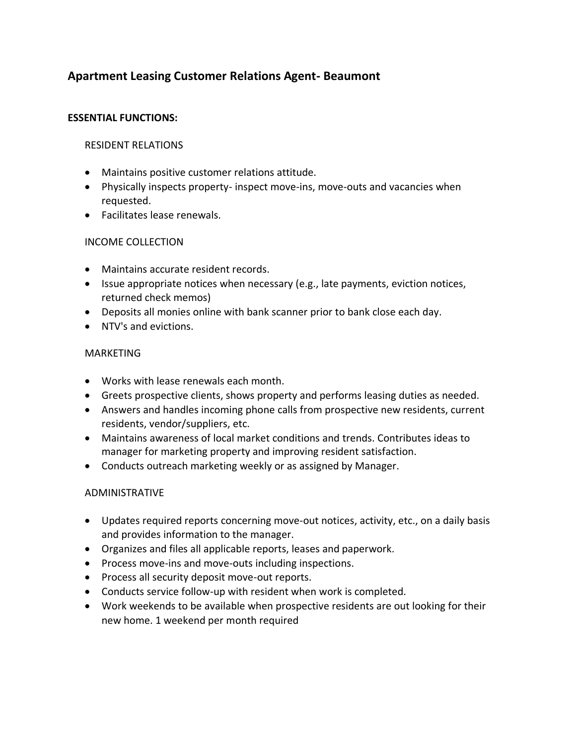## Apartment Leasing Customer Relations Agent- Beaumont

**ESSENTIAL FUNCTIONS:**

RESIDENT RELATIONS

- Maintains positive customer relations attitude.
- Physically inspects property- inspect move-ins, move-outs and vacancies when requested.
- Facilitates lease renewals.

INCOME COLLECTION

- Maintains accurate resident records.
- Issue appropriate notices when necessary (e.g., late payments, eviction notices, returned check memos)
- Deposits all monies online with bank scanner prior to bank close each day.
- NTV's and evictions.

MARKETING

- Works with lease renewals each month.
- Greets prospective clients, shows property and performs leasing duties as needed.
- Answers and handles incoming phone calls from prospective new residents, current residents, vendor/suppliers, etc.
- Maintains awareness of local market conditions and trends. Contributes ideas to manager for marketing property and improving resident satisfaction.
- Conducts outreach marketing weekly or as assigned by Manager.

ADMINISTRATIVE

- Updates required reports concerning move-out notices, activity, etc., on a daily basis and provides information to the manager.
- Organizes and files all applicable reports, leases and paperwork.
- Process move-ins and move-outs including inspections.
- Process all security deposit move-out reports.
- Conducts service follow-up with resident when work is completed.
- Work weekends to be available when prospective residents are out looking for their new home. 1 weekend per month required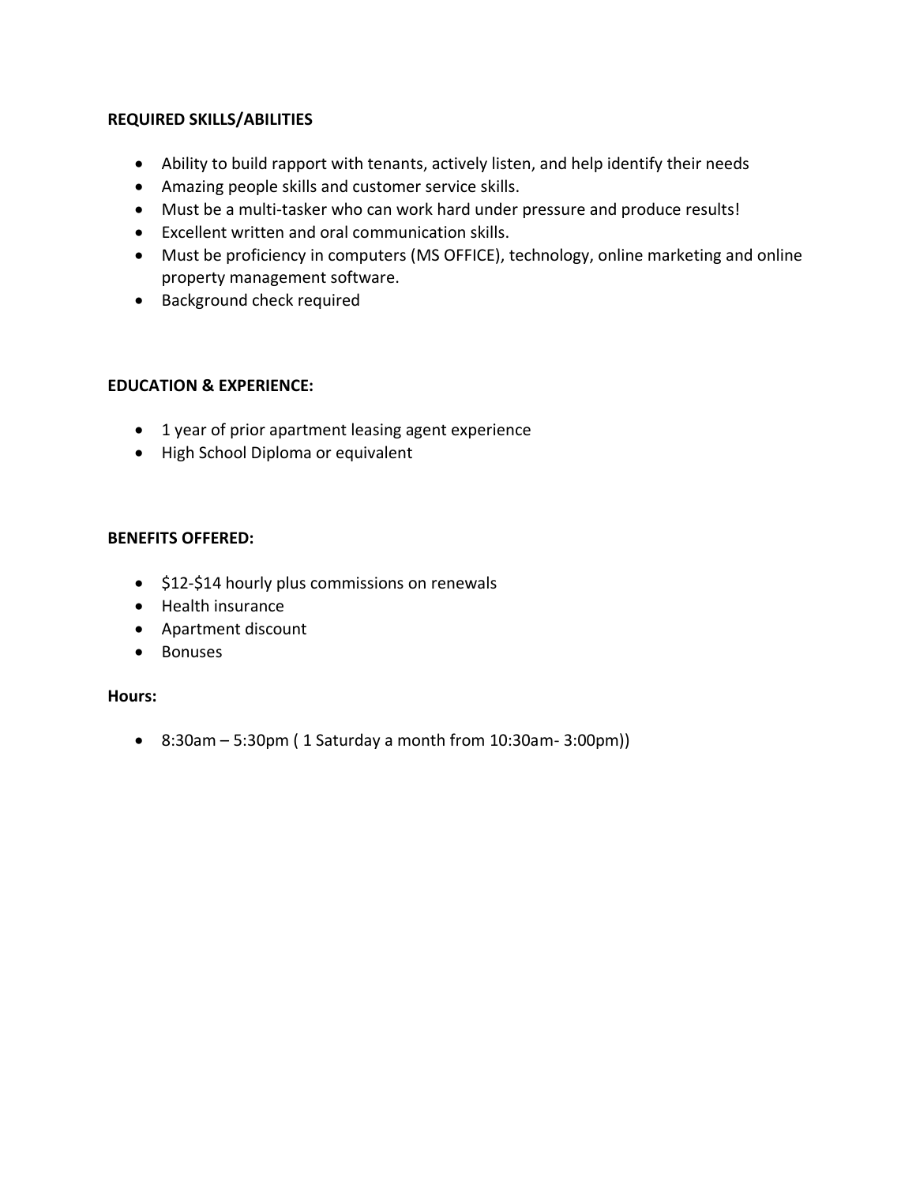**REQUIRED SKILLS/ABILITIES**

- Ability to build rapport with tenants, actively listen, and help identify their needs
- Amazing people skills and customer service skills.
- Must be a multi-tasker who can work hard under pressure and produce results!
- Excellent written and oral communication skills.
- Must be proficiency in computers (MS OFFICE), technology, online marketing and online property management software.
- Background check required

**EDUCATION & EXPERIENCE:**

- 1 year of prior apartment leasing agent experience
- High School Diploma or equivalent

**BENEFITS OFFERED:**

- $12-$14 hourly plus commissions on renewals
- Health insurance
- Apartment discount
- Bonuses

**Hours:**

- 8:30am – 5:30pm ( 1 Saturday a month from 10:30am- 3:00pm))